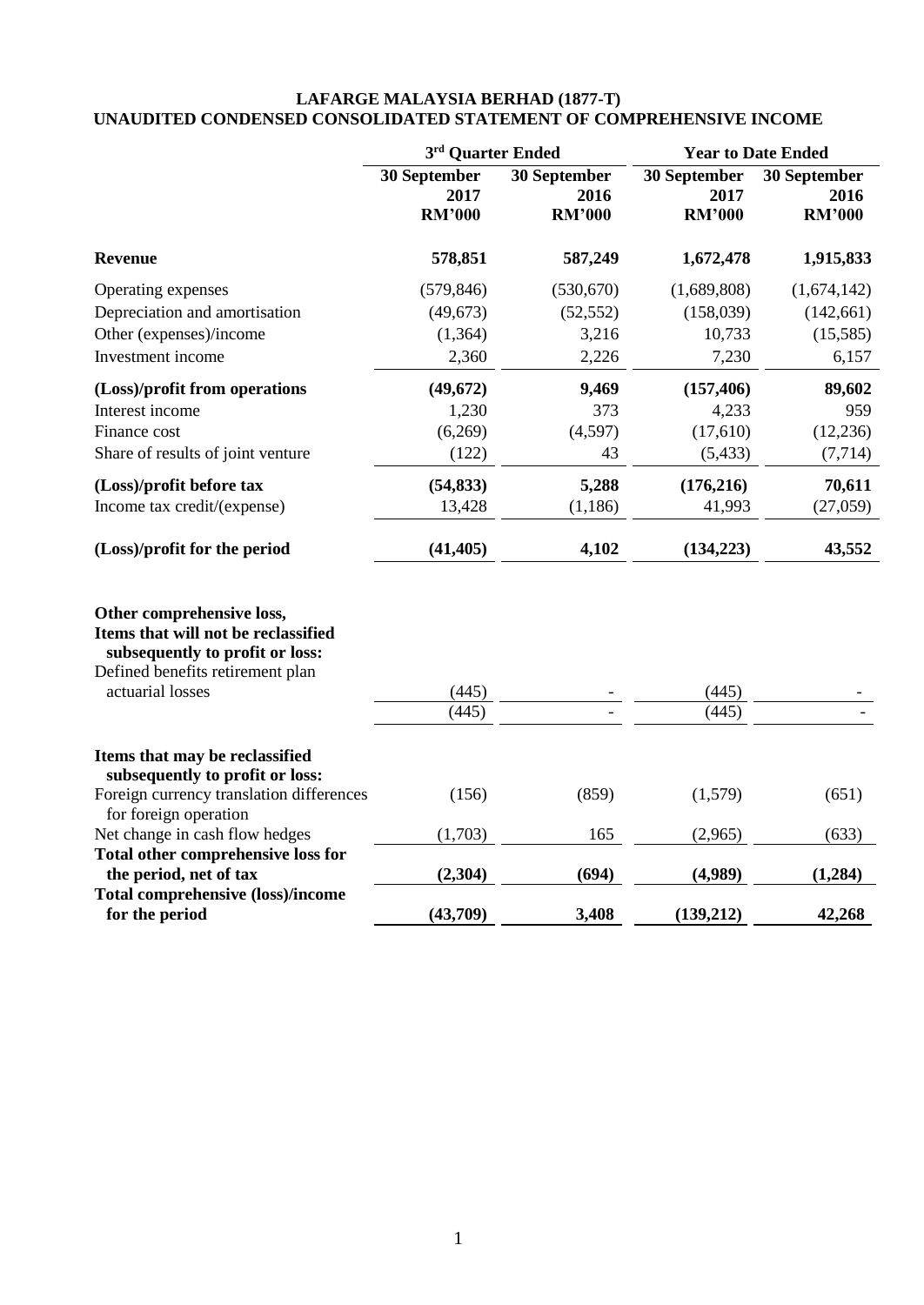# LAFARGE MALAYSIA BERHAD (1877-T)
## UNAUDITED CONDENSED CONSOLIDATED STATEMENT OF COMPREHENSIVE INCOME

| | 3rd Quarter Ended | | Year to Date Ended | |
|---|---|---|---|---|
| | 30 September 2017 RM'000 | 30 September 2016 RM'000 | 30 September 2017 RM'000 | 30 September 2016 RM'000 |
| **Revenue** | **578,851** | **587,249** | **1,672,478** | **1,915,833** |
| Operating expenses | (579,846) | (530,670) | (1,689,808) | (1,674,142) |
| Depreciation and amortisation | (49,673) | (52,552) | (158,039) | (142,661) |
| Other (expenses)/income | (1,364) | 3,216 | 10,733 | (15,585) |
| Investment income | 2,360 | 2,226 | 7,230 | 6,157 |
| **(Loss)/profit from operations** | **(49,672)** | **9,469** | **(157,406)** | **89,602** |
| Interest income | 1,230 | 373 | 4,233 | 959 |
| Finance cost | (6,269) | (4,597) | (17,610) | (12,236) |
| Share of results of joint venture | (122) | 43 | (5,433) | (7,714) |
| **(Loss)/profit before tax** | **(54,833)** | **5,288** | **(176,216)** | **70,611** |
| Income tax credit/(expense) | 13,428 | (1,186) | 41,993 | (27,059) |
| **(Loss)/profit for the period** | **(41,405)** | **4,102** | **(134,223)** | **43,552** |
| | | | | |
| **Other comprehensive loss,** | | | | |
| **Items that will not be reclassified subsequently to profit or loss:** | | | | |
| Defined benefits retirement plan actuarial losses | (445) | - | (445) | - |
| | (445) | - | (445) | - |
| | | | | |
| **Items that may be reclassified subsequently to profit or loss:** | | | | |
| Foreign currency translation differences for foreign operation | (156) | (859) | (1,579) | (651) |
| Net change in cash flow hedges | (1,703) | 165 | (2,965) | (633) |
| **Total other comprehensive loss for the period, net of tax** | **(2,304)** | **(694)** | **(4,989)** | **(1,284)** |
| **Total comprehensive (loss)/income for the period** | **(43,709)** | **3,408** | **(139,212)** | **42,268** |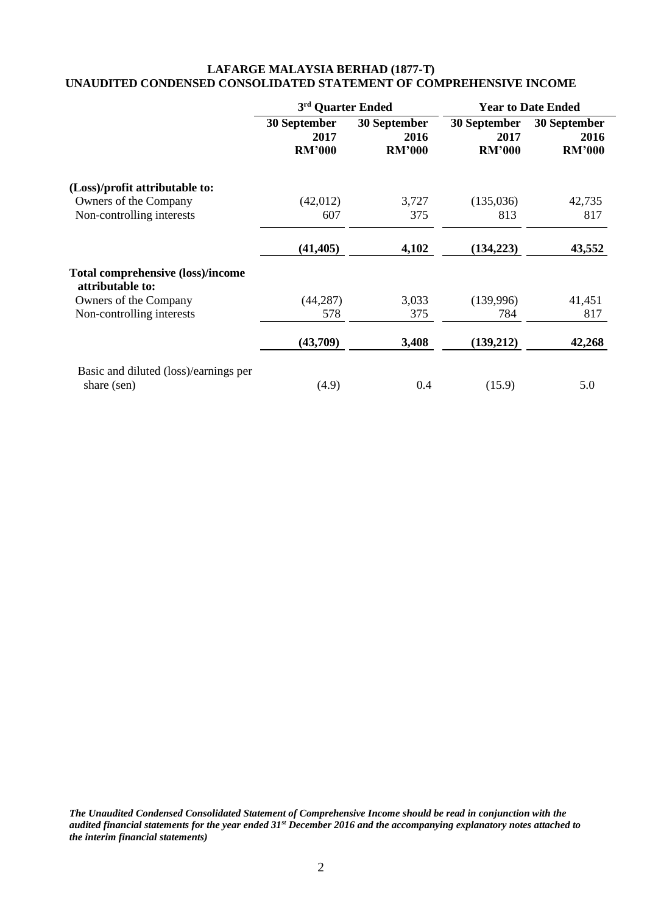**LAFARGE MALAYSIA BERHAD (1877-T)**
**UNAUDITED CONDENSED CONSOLIDATED STATEMENT OF COMPREHENSIVE INCOME**

| | 3rd Quarter Ended | | Year to Date Ended | |
|---|---|---|---|---|
| | 30 September 2017 RM'000 | 30 September 2016 RM'000 | 30 September 2017 RM'000 | 30 September 2016 RM'000 |
| **(Loss)/profit attributable to:** | | | | |
| Owners of the Company | (42,012) | 3,727 | (135,036) | 42,735 |
| Non-controlling interests | 607 | 375 | 813 | 817 |
| | **(41,405)** | **4,102** | **(134,223)** | **43,552** |
| **Total comprehensive (loss)/income attributable to:** | | | | |
| Owners of the Company | (44,287) | 3,033 | (139,996) | 41,451 |
| Non-controlling interests | 578 | 375 | 784 | 817 |
| | **(43,709)** | **3,408** | **(139,212)** | **42,268** |
| Basic and diluted (loss)/earnings per share (sen) | (4.9) | 0.4 | (15.9) | 5.0 |

***The Unaudited Condensed Consolidated Statement of Comprehensive Income should be read in conjunction with the audited financial statements for the year ended 31st December 2016 and the accompanying explanatory notes attached to the interim financial statements)***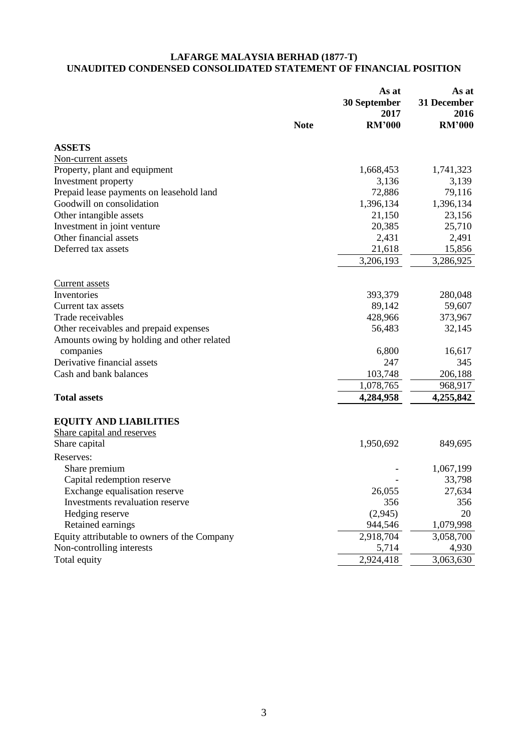**LAFARGE MALAYSIA BERHAD (1877-T)**
**UNAUDITED CONDENSED CONSOLIDATED STATEMENT OF FINANCIAL POSITION**

| | Note | As at 30 September 2017 RM'000 | As at 31 December 2016 RM'000 |
|---|---|---|---|
| **ASSETS** | | | |
| Non-current assets | | | |
| Property, plant and equipment | | 1,668,453 | 1,741,323 |
| Investment property | | 3,136 | 3,139 |
| Prepaid lease payments on leasehold land | | 72,886 | 79,116 |
| Goodwill on consolidation | | 1,396,134 | 1,396,134 |
| Other intangible assets | | 21,150 | 23,156 |
| Investment in joint venture | | 20,385 | 25,710 |
| Other financial assets | | 2,431 | 2,491 |
| Deferred tax assets | | 21,618 | 15,856 |
| | | 3,206,193 | 3,286,925 |
| Current assets | | | |
| Inventories | | 393,379 | 280,048 |
| Current tax assets | | 89,142 | 59,607 |
| Trade receivables | | 428,966 | 373,967 |
| Other receivables and prepaid expenses | | 56,483 | 32,145 |
| Amounts owing by holding and other related companies | | 6,800 | 16,617 |
| Derivative financial assets | | 247 | 345 |
| Cash and bank balances | | 103,748 | 206,188 |
| | | 1,078,765 | 968,917 |
| **Total assets** | | **4,284,958** | **4,255,842** |
| **EQUITY AND LIABILITIES** | | | |
| Share capital and reserves | | | |
| Share capital | | 1,950,692 | 849,695 |
| Reserves: | | | |
| Share premium | | - | 1,067,199 |
| Capital redemption reserve | | - | 33,798 |
| Exchange equalisation reserve | | 26,055 | 27,634 |
| Investments revaluation reserve | | 356 | 356 |
| Hedging reserve | | (2,945) | 20 |
| Retained earnings | | 944,546 | 1,079,998 |
| Equity attributable to owners of the Company | | 2,918,704 | 3,058,700 |
| Non-controlling interests | | 5,714 | 4,930 |
| Total equity | | 2,924,418 | 3,063,630 |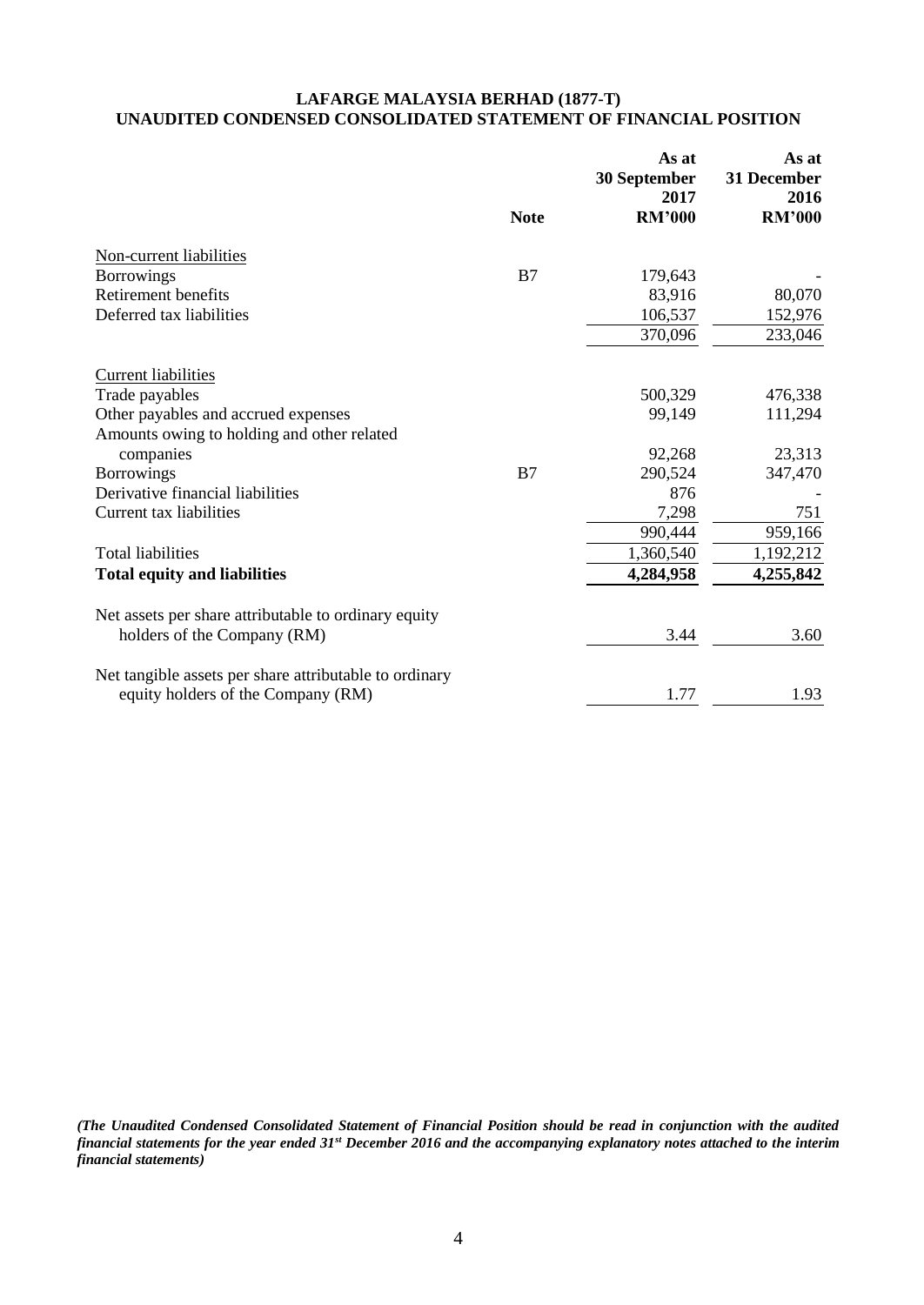**LAFARGE MALAYSIA BERHAD (1877-T)**
**UNAUDITED CONDENSED CONSOLIDATED STATEMENT OF FINANCIAL POSITION**

| | Note | As at 30 September 2017 RM'000 | As at 31 December 2016 RM'000 |
|---|---|---|---|
| Non-current liabilities | | | |
| Borrowings | B7 | 179,643 | - |
| Retirement benefits | | 83,916 | 80,070 |
| Deferred tax liabilities | | 106,537 | 152,976 |
| | | 370,096 | 233,046 |
| Current liabilities | | | |
| Trade payables | | 500,329 | 476,338 |
| Other payables and accrued expenses | | 99,149 | 111,294 |
| Amounts owing to holding and other related companies | | 92,268 | 23,313 |
| Borrowings | B7 | 290,524 | 347,470 |
| Derivative financial liabilities | | 876 | - |
| Current tax liabilities | | 7,298 | 751 |
| | | 990,444 | 959,166 |
| Total liabilities | | 1,360,540 | 1,192,212 |
| **Total equity and liabilities** | | **4,284,958** | **4,255,842** |
| Net assets per share attributable to ordinary equity holders of the Company (RM) | | 3.44 | 3.60 |
| Net tangible assets per share attributable to ordinary equity holders of the Company (RM) | | 1.77 | 1.93 |

***(The Unaudited Condensed Consolidated Statement of Financial Position should be read in conjunction with the audited financial statements for the year ended 31st December 2016 and the accompanying explanatory notes attached to the interim financial statements)***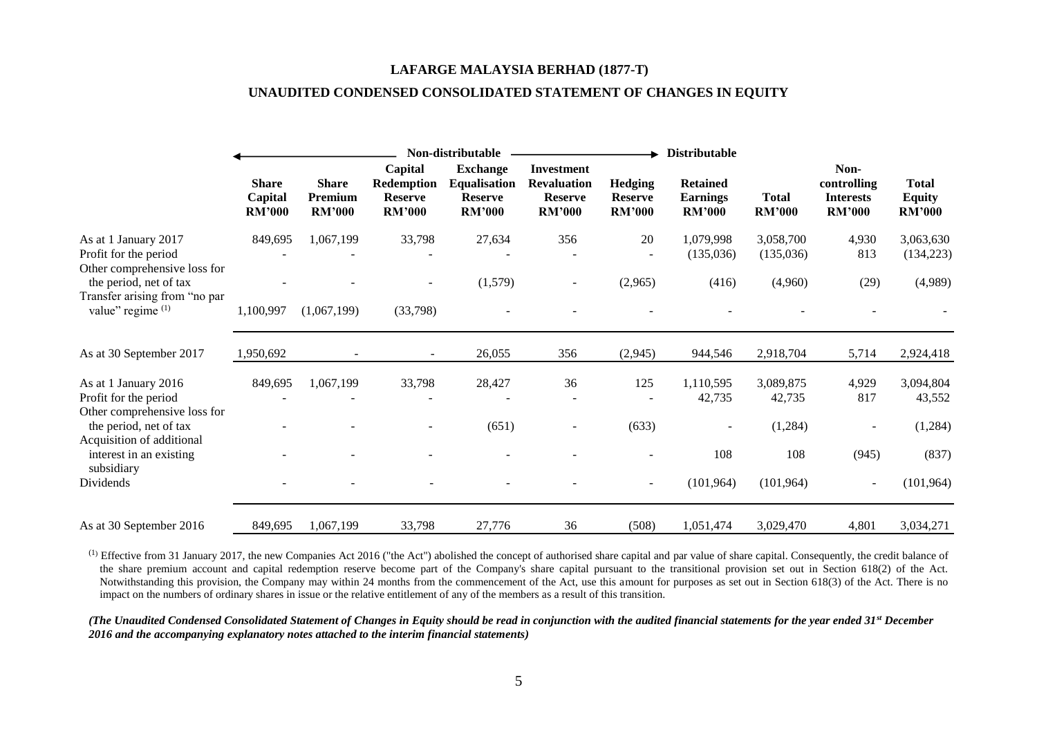**LAFARGE MALAYSIA BERHAD (1877-T)**

**UNAUDITED CONDENSED CONSOLIDATED STATEMENT OF CHANGES IN EQUITY**

| | Non-distributable | | | | | | Distributable | | | |
|---|---|---|---|---|---|---|---|---|---|---|
| | **Share Capital RM'000** | **Share Premium RM'000** | **Capital Redemption Reserve RM'000** | **Exchange Equalisation Reserve RM'000** | **Investment Revaluation Reserve RM'000** | **Hedging Reserve RM'000** | **Retained Earnings RM'000** | **Total RM'000** | **Non-controlling Interests RM'000** | **Total Equity RM'000** |
| As at 1 January 2017 | 849,695 | 1,067,199 | 33,798 | 27,634 | 356 | 20 | 1,079,998 | 3,058,700 | 4,930 | 3,063,630 |
| Profit for the period | - | - | - | - | - | - | (135,036) | (135,036) | 813 | (134,223) |
| Other comprehensive loss for the period, net of tax | - | - | - | (1,579) | - | (2,965) | (416) | (4,960) | (29) | (4,989) |
| Transfer arising from "no par value" regime [(1)] | 1,100,997 | (1,067,199) | (33,798) | - | - | - | - | - | - | - |
| As at 30 September 2017 | 1,950,692 | - | - | 26,055 | 356 | (2,945) | 944,546 | 2,918,704 | 5,714 | 2,924,418 |
| As at 1 January 2016 | 849,695 | 1,067,199 | 33,798 | 28,427 | 36 | 125 | 1,110,595 | 3,089,875 | 4,929 | 3,094,804 |
| Profit for the period | - | - | - | - | - | - | 42,735 | 42,735 | 817 | 43,552 |
| Other comprehensive loss for the period, net of tax | - | - | - | (651) | - | (633) | - | (1,284) | - | (1,284) |
| Acquisition of additional interest in an existing subsidiary | - | - | - | - | - | - | 108 | 108 | (945) | (837) |
| Dividends | - | - | - | - | - | - | (101,964) | (101,964) | - | (101,964) |
| As at 30 September 2016 | 849,695 | 1,067,199 | 33,798 | 27,776 | 36 | (508) | 1,051,474 | 3,029,470 | 4,801 | 3,034,271 |

[(1)] Effective from 31 January 2017, the new Companies Act 2016 ("the Act") abolished the concept of authorised share capital and par value of share capital. Consequently, the credit balance of the share premium account and capital redemption reserve become part of the Company's share capital pursuant to the transitional provision set out in Section 618(2) of the Act. Notwithstanding this provision, the Company may within 24 months from the commencement of the Act, use this amount for purposes as set out in Section 618(3) of the Act. There is no impact on the numbers of ordinary shares in issue or the relative entitlement of any of the members as a result of this transition.

*(The Unaudited Condensed Consolidated Statement of Changes in Equity should be read in conjunction with the audited financial statements for the year ended 31st December 2016 and the accompanying explanatory notes attached to the interim financial statements)*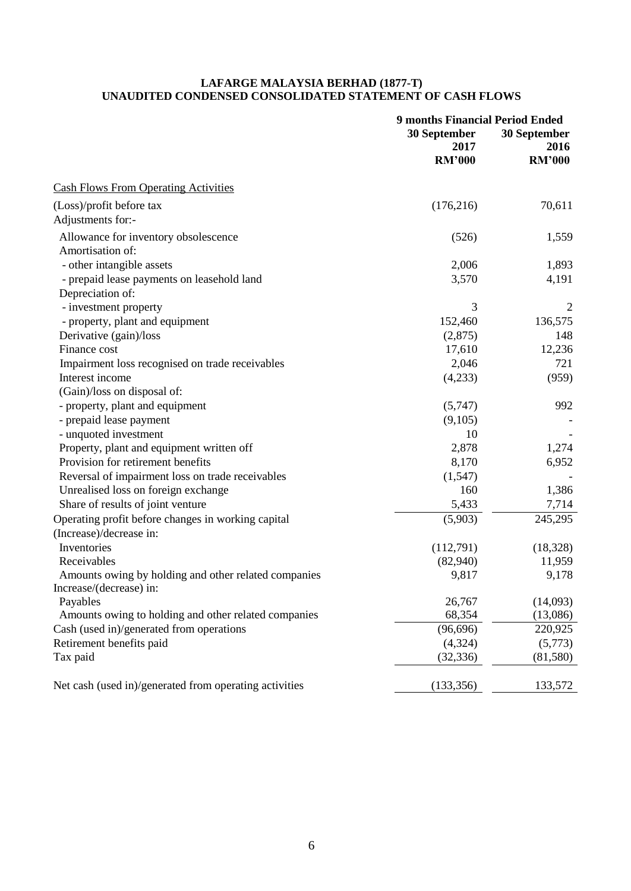**LAFARGE MALAYSIA BERHAD (1877-T)**
**UNAUDITED CONDENSED CONSOLIDATED STATEMENT OF CASH FLOWS**

| | 9 months Financial Period Ended | |
|---|---|---|
| | 30 September 2017 RM'000 | 30 September 2016 RM'000 |
| Cash Flows From Operating Activities | | |
| (Loss)/profit before tax | (176,216) | 70,611 |
| Adjustments for:- | | |
| Allowance for inventory obsolescence | (526) | 1,559 |
| Amortisation of: | | |
| - other intangible assets | 2,006 | 1,893 |
| - prepaid lease payments on leasehold land | 3,570 | 4,191 |
| Depreciation of: | | |
| - investment property | 3 | 2 |
| - property, plant and equipment | 152,460 | 136,575 |
| Derivative (gain)/loss | (2,875) | 148 |
| Finance cost | 17,610 | 12,236 |
| Impairment loss recognised on trade receivables | 2,046 | 721 |
| Interest income | (4,233) | (959) |
| (Gain)/loss on disposal of: | | |
| - property, plant and equipment | (5,747) | 992 |
| - prepaid lease payment | (9,105) | - |
| - unquoted investment | 10 | - |
| Property, plant and equipment written off | 2,878 | 1,274 |
| Provision for retirement benefits | 8,170 | 6,952 |
| Reversal of impairment loss on trade receivables | (1,547) | - |
| Unrealised loss on foreign exchange | 160 | 1,386 |
| Share of results of joint venture | 5,433 | 7,714 |
| Operating profit before changes in working capital | (5,903) | 245,295 |
| (Increase)/decrease in: | | |
| Inventories | (112,791) | (18,328) |
| Receivables | (82,940) | 11,959 |
| Amounts owing by holding and other related companies | 9,817 | 9,178 |
| Increase/(decrease) in: | | |
| Payables | 26,767 | (14,093) |
| Amounts owing to holding and other related companies | 68,354 | (13,086) |
| Cash (used in)/generated from operations | (96,696) | 220,925 |
| Retirement benefits paid | (4,324) | (5,773) |
| Tax paid | (32,336) | (81,580) |
| Net cash (used in)/generated from operating activities | (133,356) | 133,572 |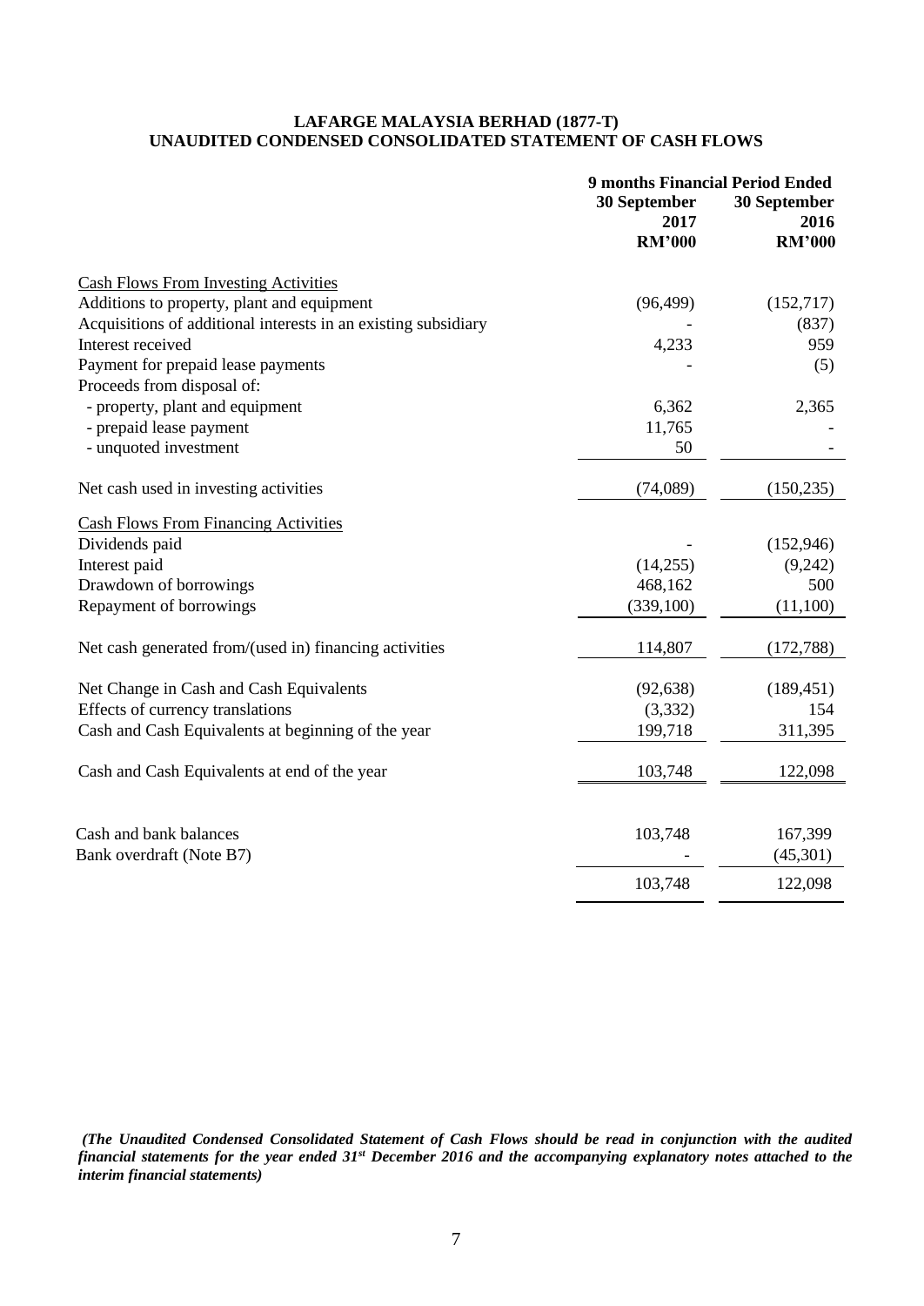**LAFARGE MALAYSIA BERHAD (1877-T)**
**UNAUDITED CONDENSED CONSOLIDATED STATEMENT OF CASH FLOWS**

| | 9 months Financial Period Ended | |
|---|---|---|
| | 30 September 2017 RM'000 | 30 September 2016 RM'000 |
| Cash Flows From Investing Activities | | |
| Additions to property, plant and equipment | (96,499) | (152,717) |
| Acquisitions of additional interests in an existing subsidiary | - | (837) |
| Interest received | 4,233 | 959 |
| Payment for prepaid lease payments | - | (5) |
| Proceeds from disposal of: | | |
| - property, plant and equipment | 6,362 | 2,365 |
| - prepaid lease payment | 11,765 | - |
| - unquoted investment | 50 | - |
| Net cash used in investing activities | (74,089) | (150,235) |
| Cash Flows From Financing Activities | | |
| Dividends paid | - | (152,946) |
| Interest paid | (14,255) | (9,242) |
| Drawdown of borrowings | 468,162 | 500 |
| Repayment of borrowings | (339,100) | (11,100) |
| Net cash generated from/(used in) financing activities | 114,807 | (172,788) |
| Net Change in Cash and Cash Equivalents | (92,638) | (189,451) |
| Effects of currency translations | (3,332) | 154 |
| Cash and Cash Equivalents at beginning of the year | 199,718 | 311,395 |
| Cash and Cash Equivalents at end of the year | 103,748 | 122,098 |
| Cash and bank balances | 103,748 | 167,399 |
| Bank overdraft (Note B7) | - | (45,301) |
| | 103,748 | 122,098 |

***(The Unaudited Condensed Consolidated Statement of Cash Flows should be read in conjunction with the audited financial statements for the year ended 31st December 2016 and the accompanying explanatory notes attached to the interim financial statements)***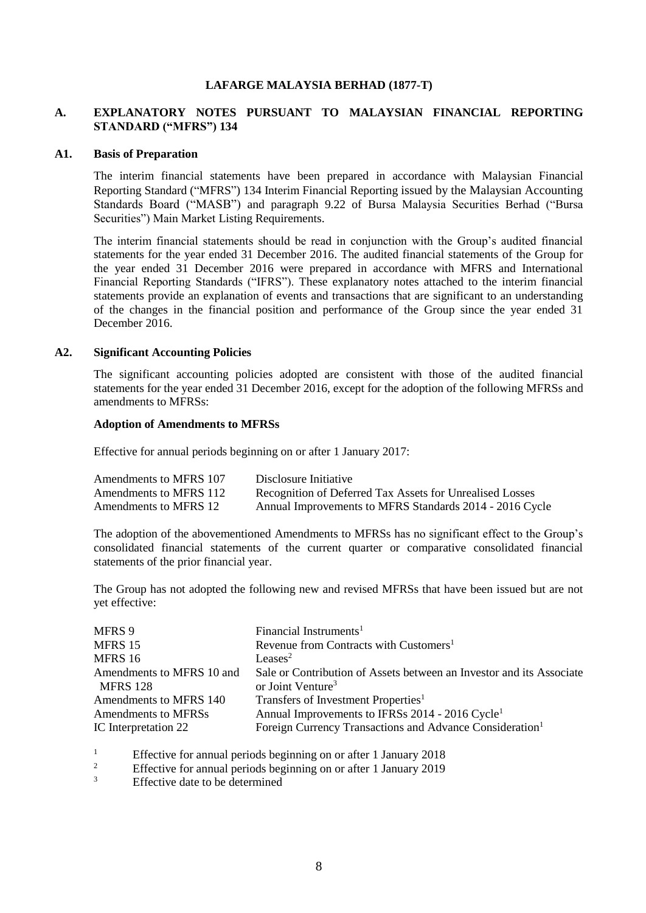**LAFARGE MALAYSIA BERHAD (1877-T)**

## A. EXPLANATORY NOTES PURSUANT TO MALAYSIAN FINANCIAL REPORTING STANDARD ("MFRS") 134

### A1. Basis of Preparation

The interim financial statements have been prepared in accordance with Malaysian Financial Reporting Standard ("MFRS") 134 Interim Financial Reporting issued by the Malaysian Accounting Standards Board ("MASB") and paragraph 9.22 of Bursa Malaysia Securities Berhad ("Bursa Securities") Main Market Listing Requirements.

The interim financial statements should be read in conjunction with the Group's audited financial statements for the year ended 31 December 2016. The audited financial statements of the Group for the year ended 31 December 2016 were prepared in accordance with MFRS and International Financial Reporting Standards ("IFRS"). These explanatory notes attached to the interim financial statements provide an explanation of events and transactions that are significant to an understanding of the changes in the financial position and performance of the Group since the year ended 31 December 2016.

### A2. Significant Accounting Policies

The significant accounting policies adopted are consistent with those of the audited financial statements for the year ended 31 December 2016, except for the adoption of the following MFRSs and amendments to MFRSs:

**Adoption of Amendments to MFRSs**

Effective for annual periods beginning on or after 1 January 2017:

| | |
|---|---|
| Amendments to MFRS 107 | Disclosure Initiative |
| Amendments to MFRS 112 | Recognition of Deferred Tax Assets for Unrealised Losses |
| Amendments to MFRS 12 | Annual Improvements to MFRS Standards 2014 - 2016 Cycle |

The adoption of the abovementioned Amendments to MFRSs has no significant effect to the Group's consolidated financial statements of the current quarter or comparative consolidated financial statements of the prior financial year.

The Group has not adopted the following new and revised MFRSs that have been issued but are not yet effective:

| | |
|---|---|
| MFRS 9 | Financial Instruments[1] |
| MFRS 15 | Revenue from Contracts with Customers[1] |
| MFRS 16 | Leases[2] |
| Amendments to MFRS 10 and MFRS 128 | Sale or Contribution of Assets between an Investor and its Associate or Joint Venture[3] |
| Amendments to MFRS 140 | Transfers of Investment Properties[1] |
| Amendments to MFRSs | Annual Improvements to IFRSs 2014 - 2016 Cycle[1] |
| IC Interpretation 22 | Foreign Currency Transactions and Advance Consideration[1] |

[1] Effective for annual periods beginning on or after 1 January 2018
[2] Effective for annual periods beginning on or after 1 January 2019
[3] Effective date to be determined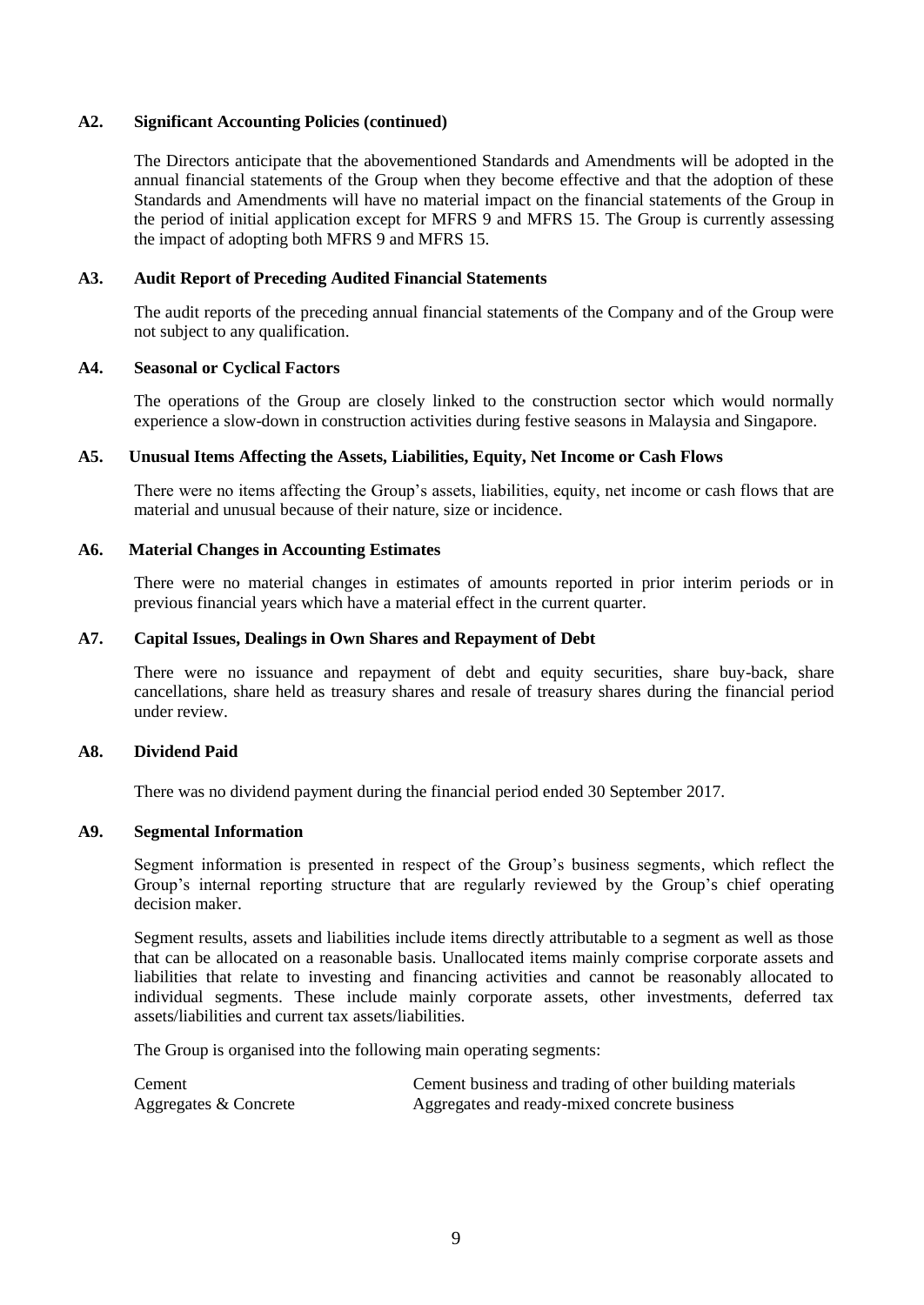### A2. Significant Accounting Policies (continued)

The Directors anticipate that the abovementioned Standards and Amendments will be adopted in the annual financial statements of the Group when they become effective and that the adoption of these Standards and Amendments will have no material impact on the financial statements of the Group in the period of initial application except for MFRS 9 and MFRS 15. The Group is currently assessing the impact of adopting both MFRS 9 and MFRS 15.

### A3. Audit Report of Preceding Audited Financial Statements

The audit reports of the preceding annual financial statements of the Company and of the Group were not subject to any qualification.

### A4. Seasonal or Cyclical Factors

The operations of the Group are closely linked to the construction sector which would normally experience a slow-down in construction activities during festive seasons in Malaysia and Singapore.

### A5. Unusual Items Affecting the Assets, Liabilities, Equity, Net Income or Cash Flows

There were no items affecting the Group's assets, liabilities, equity, net income or cash flows that are material and unusual because of their nature, size or incidence.

### A6. Material Changes in Accounting Estimates

There were no material changes in estimates of amounts reported in prior interim periods or in previous financial years which have a material effect in the current quarter.

### A7. Capital Issues, Dealings in Own Shares and Repayment of Debt

There were no issuance and repayment of debt and equity securities, share buy-back, share cancellations, share held as treasury shares and resale of treasury shares during the financial period under review.

### A8. Dividend Paid

There was no dividend payment during the financial period ended 30 September 2017.

### A9. Segmental Information

Segment information is presented in respect of the Group's business segments, which reflect the Group's internal reporting structure that are regularly reviewed by the Group's chief operating decision maker.

Segment results, assets and liabilities include items directly attributable to a segment as well as those that can be allocated on a reasonable basis. Unallocated items mainly comprise corporate assets and liabilities that relate to investing and financing activities and cannot be reasonably allocated to individual segments. These include mainly corporate assets, other investments, deferred tax assets/liabilities and current tax assets/liabilities.

The Group is organised into the following main operating segments:

| | |
|---|---|
| Cement | Cement business and trading of other building materials |
| Aggregates & Concrete | Aggregates and ready-mixed concrete business |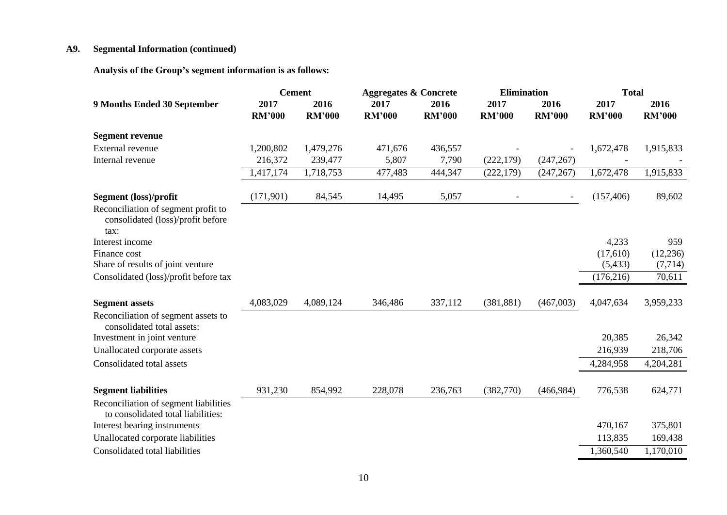## A9. Segmental Information (continued)

**Analysis of the Group's segment information is as follows:**

| 9 Months Ended 30 September | Cement | | Aggregates & Concrete | | Elimination | | Total | |
|---|---|---|---|---|---|---|---|---|
| | 2017 RM'000 | 2016 RM'000 | 2017 RM'000 | 2016 RM'000 | 2017 RM'000 | 2016 RM'000 | 2017 RM'000 | 2016 RM'000 |
| **Segment revenue** | | | | | | | | |
| External revenue | 1,200,802 | 1,479,276 | 471,676 | 436,557 | - | - | 1,672,478 | 1,915,833 |
| Internal revenue | 216,372 | 239,477 | 5,807 | 7,790 | (222,179) | (247,267) | - | - |
| | 1,417,174 | 1,718,753 | 477,483 | 444,347 | (222,179) | (247,267) | 1,672,478 | 1,915,833 |
| **Segment (loss)/profit** | (171,901) | 84,545 | 14,495 | 5,057 | - | - | (157,406) | 89,602 |
| Reconciliation of segment profit to consolidated (loss)/profit before tax: | | | | | | | | |
| Interest income | | | | | | | 4,233 | 959 |
| Finance cost | | | | | | | (17,610) | (12,236) |
| Share of results of joint venture | | | | | | | (5,433) | (7,714) |
| Consolidated (loss)/profit before tax | | | | | | | (176,216) | 70,611 |
| **Segment assets** | 4,083,029 | 4,089,124 | 346,486 | 337,112 | (381,881) | (467,003) | 4,047,634 | 3,959,233 |
| Reconciliation of segment assets to consolidated total assets: | | | | | | | | |
| Investment in joint venture | | | | | | | 20,385 | 26,342 |
| Unallocated corporate assets | | | | | | | 216,939 | 218,706 |
| Consolidated total assets | | | | | | | 4,284,958 | 4,204,281 |
| **Segment liabilities** | 931,230 | 854,992 | 228,078 | 236,763 | (382,770) | (466,984) | 776,538 | 624,771 |
| Reconciliation of segment liabilities to consolidated total liabilities: | | | | | | | | |
| Interest bearing instruments | | | | | | | 470,167 | 375,801 |
| Unallocated corporate liabilities | | | | | | | 113,835 | 169,438 |
| Consolidated total liabilities | | | | | | | 1,360,540 | 1,170,010 |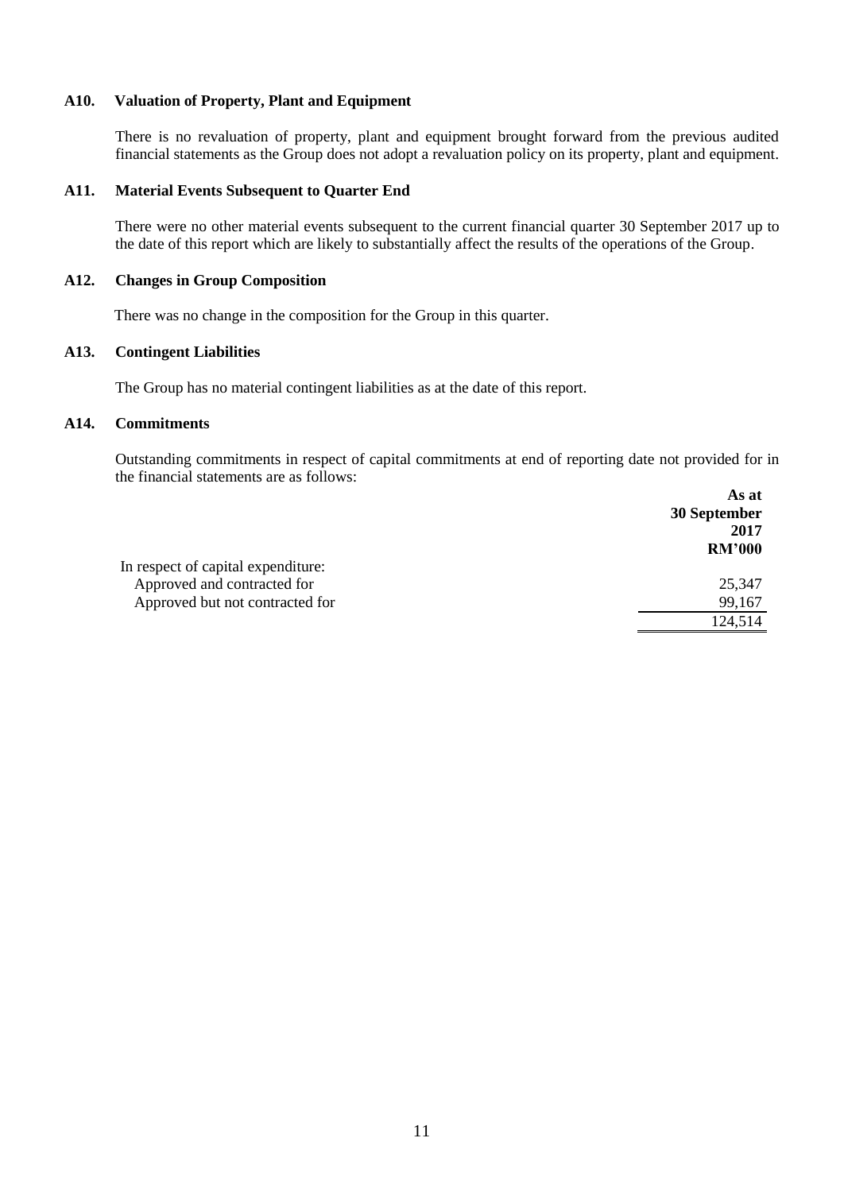### A10. Valuation of Property, Plant and Equipment

There is no revaluation of property, plant and equipment brought forward from the previous audited financial statements as the Group does not adopt a revaluation policy on its property, plant and equipment.

### A11. Material Events Subsequent to Quarter End

There were no other material events subsequent to the current financial quarter 30 September 2017 up to the date of this report which are likely to substantially affect the results of the operations of the Group.

### A12. Changes in Group Composition

There was no change in the composition for the Group in this quarter.

### A13. Contingent Liabilities

The Group has no material contingent liabilities as at the date of this report.

### A14. Commitments

Outstanding commitments in respect of capital commitments at end of reporting date not provided for in the financial statements are as follows:

| | **As at 30 September 2017 RM'000** |
|---|---|
| In respect of capital expenditure: | |
| Approved and contracted for | 25,347 |
| Approved but not contracted for | 99,167 |
| | 124,514 |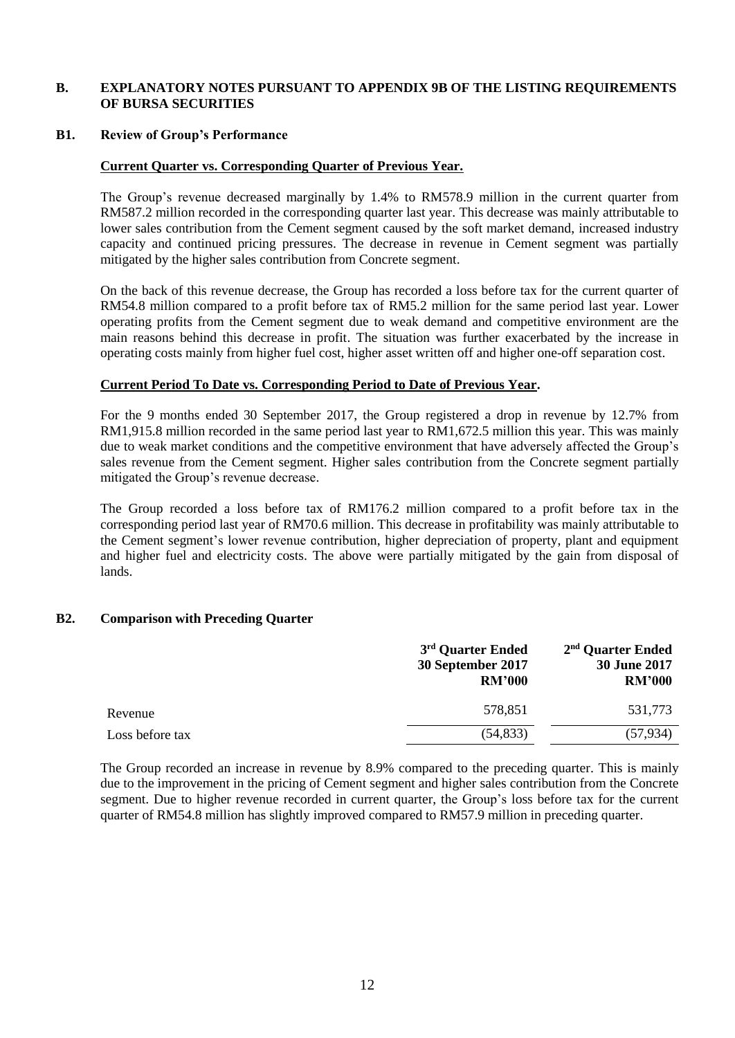## B. EXPLANATORY NOTES PURSUANT TO APPENDIX 9B OF THE LISTING REQUIREMENTS OF BURSA SECURITIES

### B1. Review of Group's Performance

**Current Quarter vs. Corresponding Quarter of Previous Year.**

The Group's revenue decreased marginally by 1.4% to RM578.9 million in the current quarter from RM587.2 million recorded in the corresponding quarter last year. This decrease was mainly attributable to lower sales contribution from the Cement segment caused by the soft market demand, increased industry capacity and continued pricing pressures. The decrease in revenue in Cement segment was partially mitigated by the higher sales contribution from Concrete segment.

On the back of this revenue decrease, the Group has recorded a loss before tax for the current quarter of RM54.8 million compared to a profit before tax of RM5.2 million for the same period last year. Lower operating profits from the Cement segment due to weak demand and competitive environment are the main reasons behind this decrease in profit. The situation was further exacerbated by the increase in operating costs mainly from higher fuel cost, higher asset written off and higher one-off separation cost.

**Current Period To Date vs. Corresponding Period to Date of Previous Year.**

For the 9 months ended 30 September 2017, the Group registered a drop in revenue by 12.7% from RM1,915.8 million recorded in the same period last year to RM1,672.5 million this year. This was mainly due to weak market conditions and the competitive environment that have adversely affected the Group's sales revenue from the Cement segment. Higher sales contribution from the Concrete segment partially mitigated the Group's revenue decrease.

The Group recorded a loss before tax of RM176.2 million compared to a profit before tax in the corresponding period last year of RM70.6 million. This decrease in profitability was mainly attributable to the Cement segment's lower revenue contribution, higher depreciation of property, plant and equipment and higher fuel and electricity costs. The above were partially mitigated by the gain from disposal of lands.

### B2. Comparison with Preceding Quarter

| | 3rd Quarter Ended 30 September 2017 RM'000 | 2nd Quarter Ended 30 June 2017 RM'000 |
|---|---|---|
| Revenue | 578,851 | 531,773 |
| Loss before tax | (54,833) | (57,934) |

The Group recorded an increase in revenue by 8.9% compared to the preceding quarter. This is mainly due to the improvement in the pricing of Cement segment and higher sales contribution from the Concrete segment. Due to higher revenue recorded in current quarter, the Group's loss before tax for the current quarter of RM54.8 million has slightly improved compared to RM57.9 million in preceding quarter.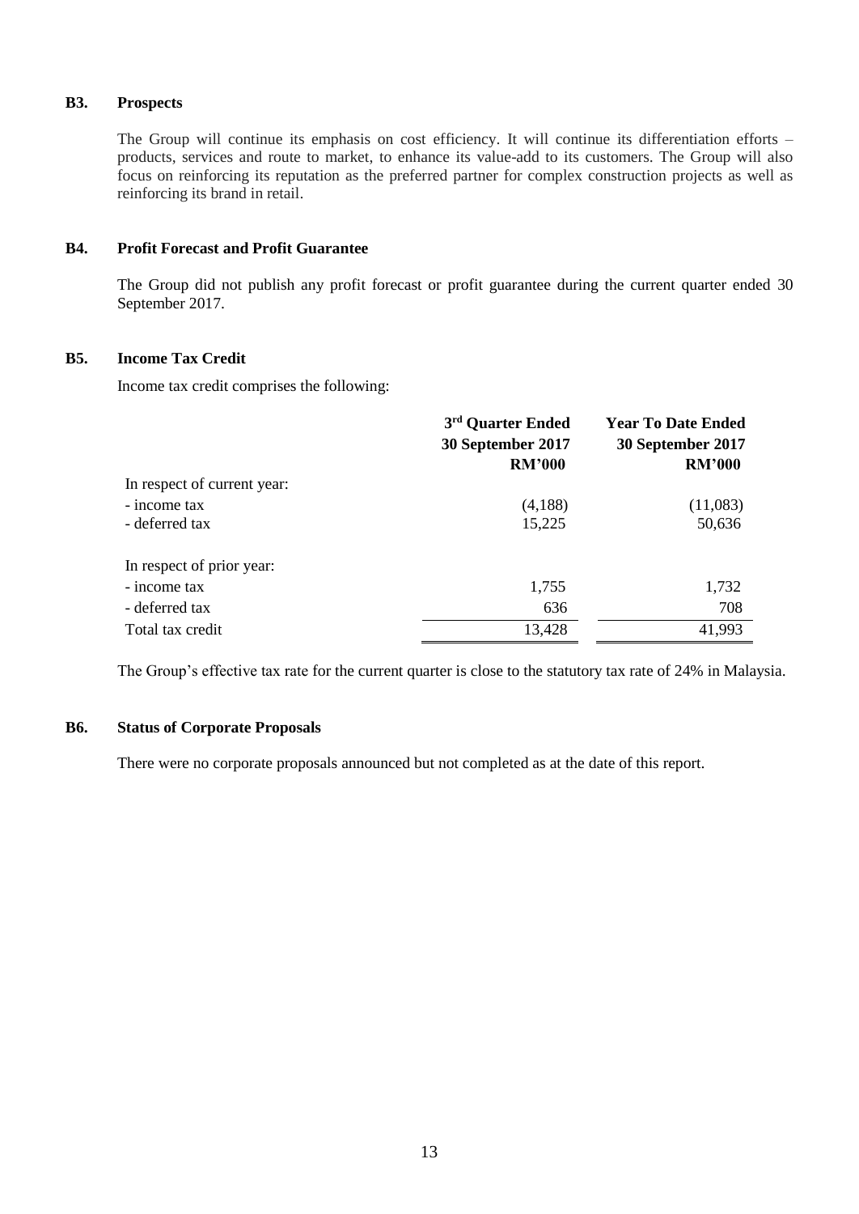### B3. Prospects

The Group will continue its emphasis on cost efficiency. It will continue its differentiation efforts – products, services and route to market, to enhance its value-add to its customers. The Group will also focus on reinforcing its reputation as the preferred partner for complex construction projects as well as reinforcing its brand in retail.

### B4. Profit Forecast and Profit Guarantee

The Group did not publish any profit forecast or profit guarantee during the current quarter ended 30 September 2017.

### B5. Income Tax Credit

Income tax credit comprises the following:

| | 3rd Quarter Ended 30 September 2017 RM'000 | Year To Date Ended 30 September 2017 RM'000 |
|---|---|---|
| In respect of current year: | | |
| - income tax | (4,188) | (11,083) |
| - deferred tax | 15,225 | 50,636 |
| | | |
| In respect of prior year: | | |
| - income tax | 1,755 | 1,732 |
| - deferred tax | 636 | 708 |
| Total tax credit | 13,428 | 41,993 |

The Group's effective tax rate for the current quarter is close to the statutory tax rate of 24% in Malaysia.

### B6. Status of Corporate Proposals

There were no corporate proposals announced but not completed as at the date of this report.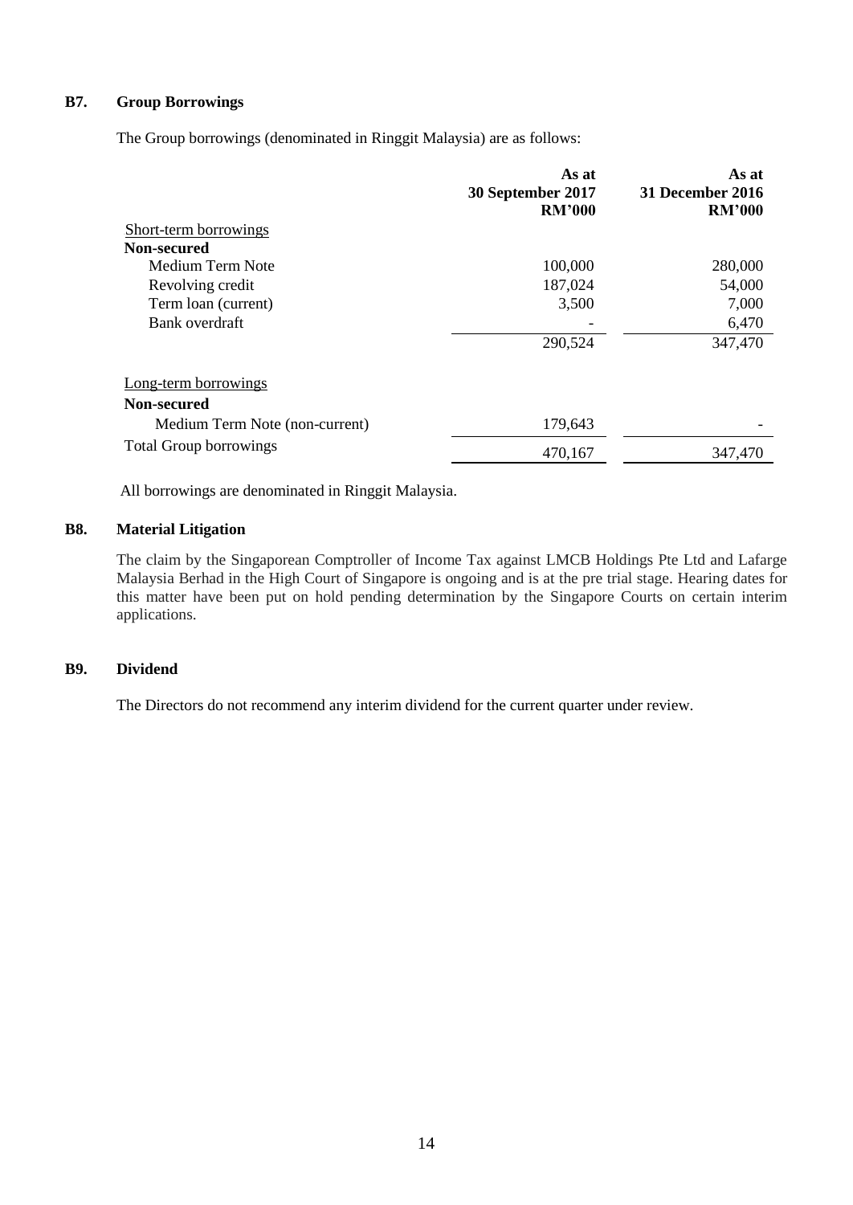## B7. Group Borrowings

The Group borrowings (denominated in Ringgit Malaysia) are as follows:

| | As at 30 September 2017 RM'000 | As at 31 December 2016 RM'000 |
|---|---|---|
| Short-term borrowings | | |
| **Non-secured** | | |
| Medium Term Note | 100,000 | 280,000 |
| Revolving credit | 187,024 | 54,000 |
| Term loan (current) | 3,500 | 7,000 |
| Bank overdraft | - | 6,470 |
| | 290,524 | 347,470 |
| Long-term borrowings | | |
| **Non-secured** | | |
| Medium Term Note (non-current) | 179,643 | - |
| Total Group borrowings | 470,167 | 347,470 |

All borrowings are denominated in Ringgit Malaysia.

## B8. Material Litigation

The claim by the Singaporean Comptroller of Income Tax against LMCB Holdings Pte Ltd and Lafarge Malaysia Berhad in the High Court of Singapore is ongoing and is at the pre trial stage. Hearing dates for this matter have been put on hold pending determination by the Singapore Courts on certain interim applications.

## B9. Dividend

The Directors do not recommend any interim dividend for the current quarter under review.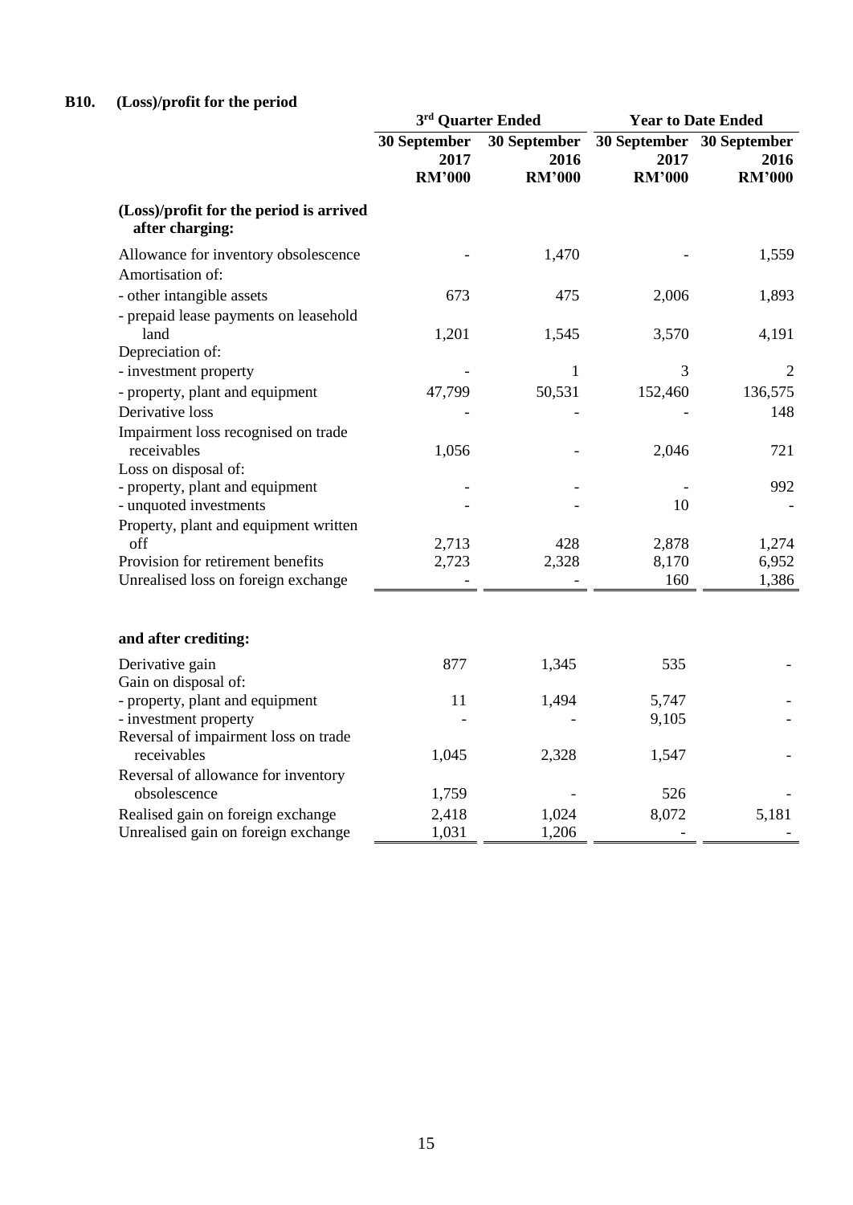## B10. (Loss)/profit for the period

| | 3rd Quarter Ended | | Year to Date Ended | |
|---|---|---|---|---|
| | 30 September 2017 RM'000 | 30 September 2016 RM'000 | 30 September 2017 RM'000 | 30 September 2016 RM'000 |
| **(Loss)/profit for the period is arrived after charging:** | | | | |
| Allowance for inventory obsolescence | - | 1,470 | - | 1,559 |
| Amortisation of: | | | | |
| - other intangible assets | 673 | 475 | 2,006 | 1,893 |
| - prepaid lease payments on leasehold land | 1,201 | 1,545 | 3,570 | 4,191 |
| Depreciation of: | | | | |
| - investment property | - | 1 | 3 | 2 |
| - property, plant and equipment | 47,799 | 50,531 | 152,460 | 136,575 |
| Derivative loss | - | - | - | 148 |
| Impairment loss recognised on trade receivables | 1,056 | - | 2,046 | 721 |
| Loss on disposal of: | | | | |
| - property, plant and equipment | - | - | - | 992 |
| - unquoted investments | - | - | 10 | - |
| Property, plant and equipment written off | 2,713 | 428 | 2,878 | 1,274 |
| Provision for retirement benefits | 2,723 | 2,328 | 8,170 | 6,952 |
| Unrealised loss on foreign exchange | - | - | 160 | 1,386 |
| **and after crediting:** | | | | |
| Derivative gain | 877 | 1,345 | 535 | - |
| Gain on disposal of: | | | | |
| - property, plant and equipment | 11 | 1,494 | 5,747 | - |
| - investment property | - | - | 9,105 | - |
| Reversal of impairment loss on trade receivables | 1,045 | 2,328 | 1,547 | - |
| Reversal of allowance for inventory obsolescence | 1,759 | - | 526 | - |
| Realised gain on foreign exchange | 2,418 | 1,024 | 8,072 | 5,181 |
| Unrealised gain on foreign exchange | 1,031 | 1,206 | - | - |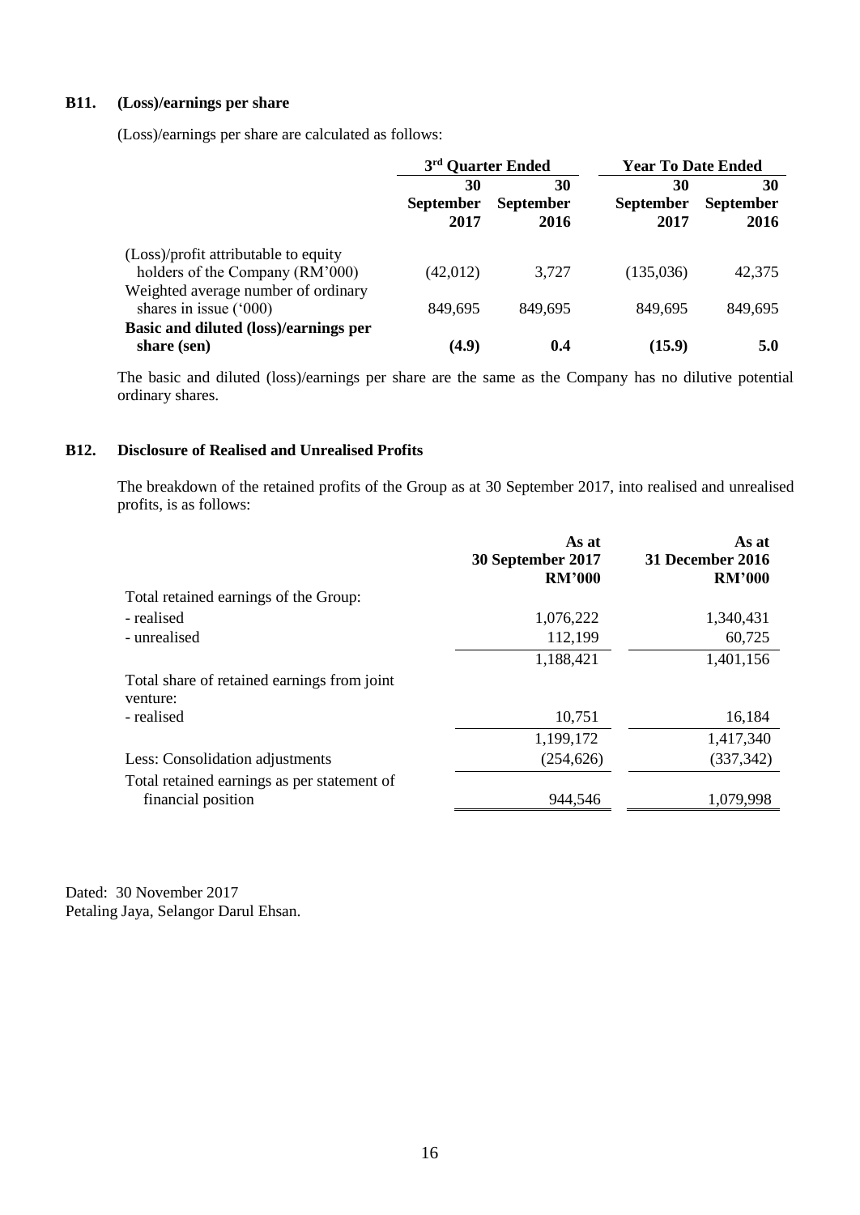## B11. (Loss)/earnings per share

(Loss)/earnings per share are calculated as follows:

| | 3rd Quarter Ended | | Year To Date Ended | |
|---|---|---|---|---|
| | **30 September 2017** | **30 September 2016** | **30 September 2017** | **30 September 2016** |
| (Loss)/profit attributable to equity holders of the Company (RM'000) | (42,012) | 3,727 | (135,036) | 42,375 |
| Weighted average number of ordinary shares in issue ('000) | 849,695 | 849,695 | 849,695 | 849,695 |
| **Basic and diluted (loss)/earnings per share (sen)** | **(4.9)** | **0.4** | **(15.9)** | **5.0** |

The basic and diluted (loss)/earnings per share are the same as the Company has no dilutive potential ordinary shares.

## B12. Disclosure of Realised and Unrealised Profits

The breakdown of the retained profits of the Group as at 30 September 2017, into realised and unrealised profits, is as follows:

| | As at 30 September 2017 RM'000 | As at 31 December 2016 RM'000 |
|---|---|---|
| Total retained earnings of the Group: | | |
| - realised | 1,076,222 | 1,340,431 |
| - unrealised | 112,199 | 60,725 |
| | 1,188,421 | 1,401,156 |
| Total share of retained earnings from joint venture: | | |
| - realised | 10,751 | 16,184 |
| | 1,199,172 | 1,417,340 |
| Less: Consolidation adjustments | (254,626) | (337,342) |
| Total retained earnings as per statement of financial position | 944,546 | 1,079,998 |

Dated: 30 November 2017
Petaling Jaya, Selangor Darul Ehsan.